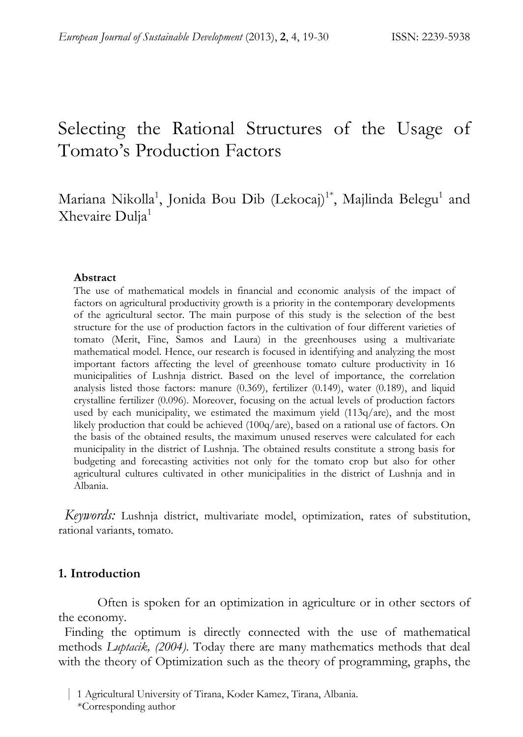# Selecting the Rational Structures of the Usage of Tomato's Production Factors

Mariana Nikolla[1], Jonida Bou Dib (Lekocaj)[1*], Majlinda Belegu[1] and Xhevaire Dulja[1]

### Abstract

The use of mathematical models in financial and economic analysis of the impact of factors on agricultural productivity growth is a priority in the contemporary developments of the agricultural sector. The main purpose of this study is the selection of the best structure for the use of production factors in the cultivation of four different varieties of tomato (Merit, Fine, Samos and Laura) in the greenhouses using a multivariate mathematical model. Hence, our research is focused in identifying and analyzing the most important factors affecting the level of greenhouse tomato culture productivity in 16 municipalities of Lushnja district. Based on the level of importance, the correlation analysis listed those factors: manure (0.369), fertilizer (0.149), water (0.189), and liquid crystalline fertilizer (0.096). Moreover, focusing on the actual levels of production factors used by each municipality, we estimated the maximum yield (113q/are), and the most likely production that could be achieved (100q/are), based on a rational use of factors. On the basis of the obtained results, the maximum unused reserves were calculated for each municipality in the district of Lushnja. The obtained results constitute a strong basis for budgeting and forecasting activities not only for the tomato crop but also for other agricultural cultures cultivated in other municipalities in the district of Lushnja and in Albania.

*Keywords:* Lushnja district, multivariate model, optimization, rates of substitution, rational variants, tomato.

## 1. Introduction

Often is spoken for an optimization in agriculture or in other sectors of the economy.

Finding the optimum is directly connected with the use of mathematical methods *Luptacik, (2004).* Today there are many mathematics methods that deal with the theory of Optimization such as the theory of programming, graphs, the

1 Agricultural University of Tirana, Koder Kamez, Tirana, Albania.
*Corresponding author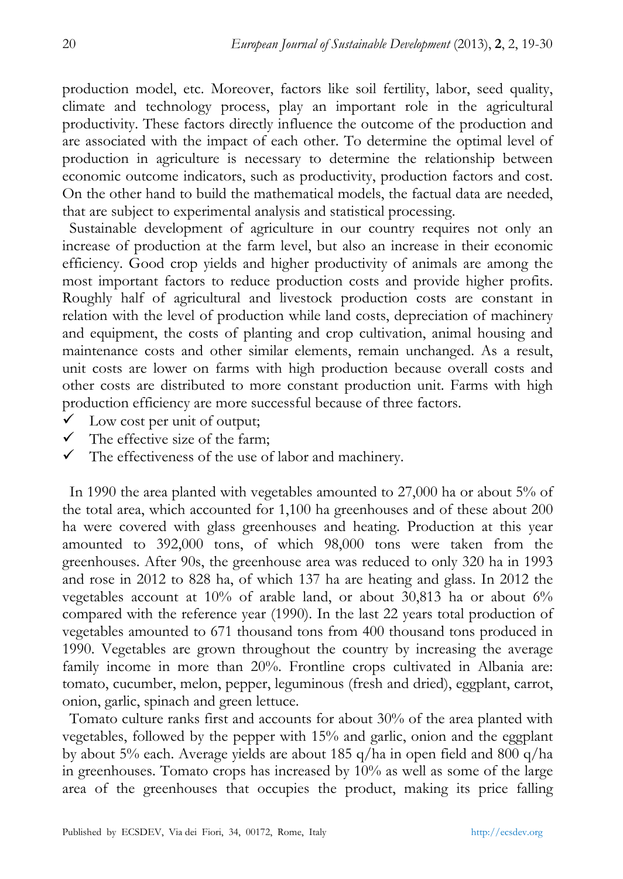production model, etc. Moreover, factors like soil fertility, labor, seed quality, climate and technology process, play an important role in the agricultural productivity. These factors directly influence the outcome of the production and are associated with the impact of each other. To determine the optimal level of production in agriculture is necessary to determine the relationship between economic outcome indicators, such as productivity, production factors and cost. On the other hand to build the mathematical models, the factual data are needed, that are subject to experimental analysis and statistical processing.

Sustainable development of agriculture in our country requires not only an increase of production at the farm level, but also an increase in their economic efficiency. Good crop yields and higher productivity of animals are among the most important factors to reduce production costs and provide higher profits. Roughly half of agricultural and livestock production costs are constant in relation with the level of production while land costs, depreciation of machinery and equipment, the costs of planting and crop cultivation, animal housing and maintenance costs and other similar elements, remain unchanged. As a result, unit costs are lower on farms with high production because overall costs and other costs are distributed to more constant production unit. Farms with high production efficiency are more successful because of three factors.

- ✓ Low cost per unit of output;
- ✓ The effective size of the farm;
- ✓ The effectiveness of the use of labor and machinery.

In 1990 the area planted with vegetables amounted to 27,000 ha or about 5% of the total area, which accounted for 1,100 ha greenhouses and of these about 200 ha were covered with glass greenhouses and heating. Production at this year amounted to 392,000 tons, of which 98,000 tons were taken from the greenhouses. After 90s, the greenhouse area was reduced to only 320 ha in 1993 and rose in 2012 to 828 ha, of which 137 ha are heating and glass. In 2012 the vegetables account at 10% of arable land, or about 30,813 ha or about 6% compared with the reference year (1990). In the last 22 years total production of vegetables amounted to 671 thousand tons from 400 thousand tons produced in 1990. Vegetables are grown throughout the country by increasing the average family income in more than 20%. Frontline crops cultivated in Albania are: tomato, cucumber, melon, pepper, leguminous (fresh and dried), eggplant, carrot, onion, garlic, spinach and green lettuce.

Tomato culture ranks first and accounts for about 30% of the area planted with vegetables, followed by the pepper with 15% and garlic, onion and the eggplant by about 5% each. Average yields are about 185 q/ha in open field and 800 q/ha in greenhouses. Tomato crops has increased by 10% as well as some of the large area of the greenhouses that occupies the product, making its price falling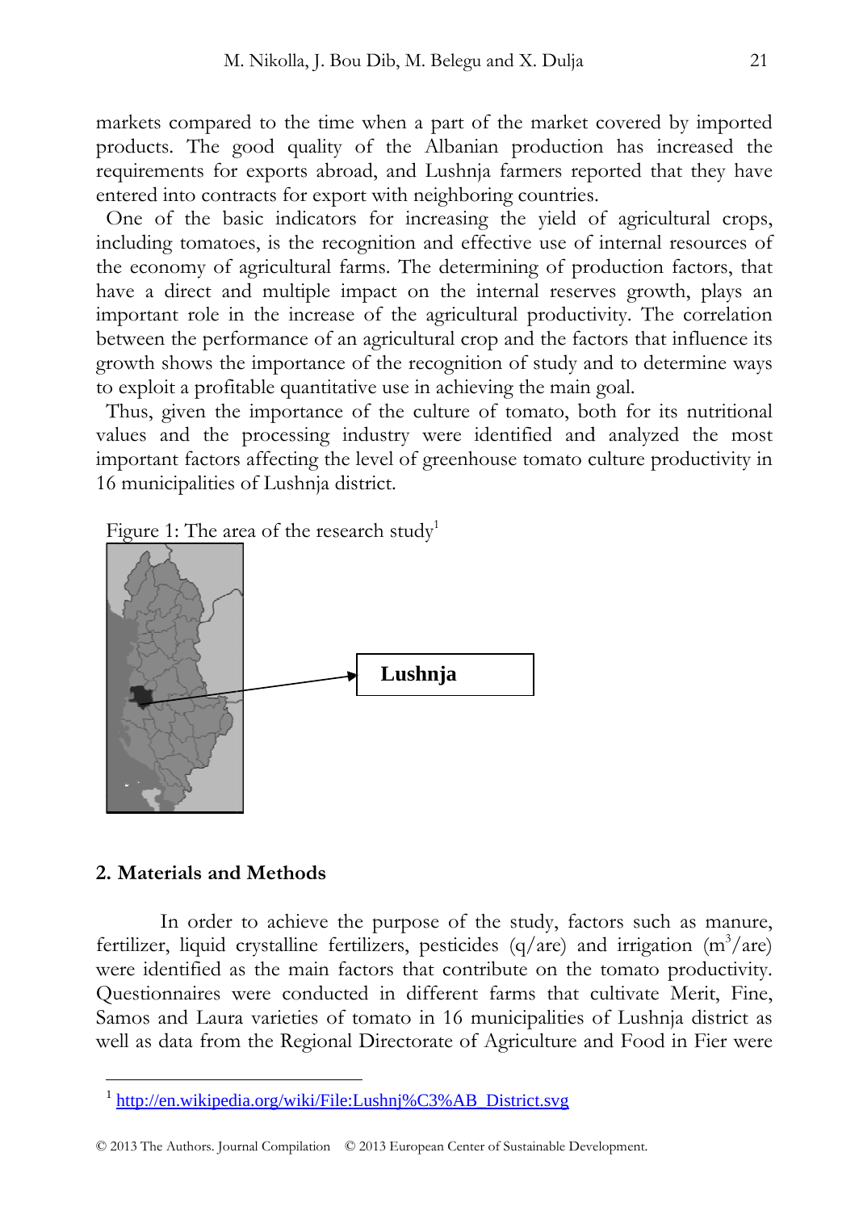markets compared to the time when a part of the market covered by imported products. The good quality of the Albanian production has increased the requirements for exports abroad, and Lushnja farmers reported that they have entered into contracts for export with neighboring countries.

One of the basic indicators for increasing the yield of agricultural crops, including tomatoes, is the recognition and effective use of internal resources of the economy of agricultural farms. The determining of production factors, that have a direct and multiple impact on the internal reserves growth, plays an important role in the increase of the agricultural productivity. The correlation between the performance of an agricultural crop and the factors that influence its growth shows the importance of the recognition of study and to determine ways to exploit a profitable quantitative use in achieving the main goal.

Thus, given the importance of the culture of tomato, both for its nutritional values and the processing industry were identified and analyzed the most important factors affecting the level of greenhouse tomato culture productivity in 16 municipalities of Lushnja district.

Figure 1: The area of the research study[1]

**Lushnja**

## 2. Materials and Methods

In order to achieve the purpose of the study, factors such as manure, fertilizer, liquid crystalline fertilizers, pesticides (q/are) and irrigation ($m^3$/are) were identified as the main factors that contribute on the tomato productivity. Questionnaires were conducted in different farms that cultivate Merit, Fine, Samos and Laura varieties of tomato in 16 municipalities of Lushnja district as well as data from the Regional Directorate of Agriculture and Food in Fier were

[1] http://en.wikipedia.org/wiki/File:Lushnj%C3%AB_District.svg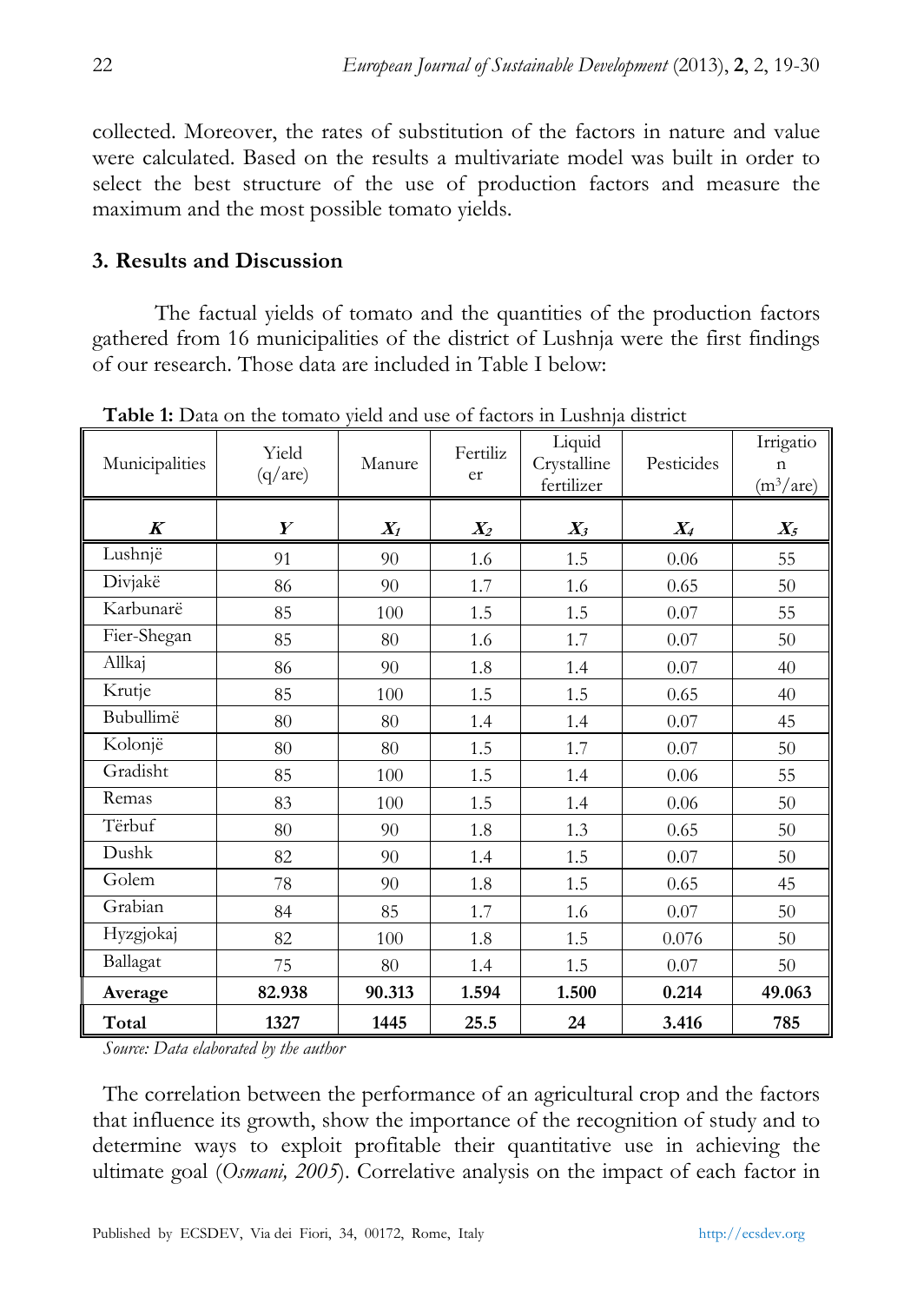collected. Moreover, the rates of substitution of the factors in nature and value were calculated. Based on the results a multivariate model was built in order to select the best structure of the use of production factors and measure the maximum and the most possible tomato yields.

### 3. Results and Discussion

The factual yields of tomato and the quantities of the production factors gathered from 16 municipalities of the district of Lushnja were the first findings of our research. Those data are included in Table I below:

**Table 1:** Data on the tomato yield and use of factors in Lushnja district

| Municipalities | Yield (q/are) | Manure | Fertilizer | Liquid Crystalline fertilizer | Pesticides | Irrigation ($m^3$/are) |
|---|---|---|---|---|---|---|
| ***K*** | ***Y*** | $X_1$ | $X_2$ | $X_3$ | $X_4$ | $X_5$ |
| Lushnjë | 91 | 90 | 1.6 | 1.5 | 0.06 | 55 |
| Divjakë | 86 | 90 | 1.7 | 1.6 | 0.65 | 50 |
| Karbunarë | 85 | 100 | 1.5 | 1.5 | 0.07 | 55 |
| Fier-Shegan | 85 | 80 | 1.6 | 1.7 | 0.07 | 50 |
| Allkaj | 86 | 90 | 1.8 | 1.4 | 0.07 | 40 |
| Krutje | 85 | 100 | 1.5 | 1.5 | 0.65 | 40 |
| Bubullimë | 80 | 80 | 1.4 | 1.4 | 0.07 | 45 |
| Kolonjë | 80 | 80 | 1.5 | 1.7 | 0.07 | 50 |
| Gradisht | 85 | 100 | 1.5 | 1.4 | 0.06 | 55 |
| Remas | 83 | 100 | 1.5 | 1.4 | 0.06 | 50 |
| Tërbuf | 80 | 90 | 1.8 | 1.3 | 0.65 | 50 |
| Dushk | 82 | 90 | 1.4 | 1.5 | 0.07 | 50 |
| Golem | 78 | 90 | 1.8 | 1.5 | 0.65 | 45 |
| Grabian | 84 | 85 | 1.7 | 1.6 | 0.07 | 50 |
| Hyzgjokaj | 82 | 100 | 1.8 | 1.5 | 0.076 | 50 |
| Ballagat | 75 | 80 | 1.4 | 1.5 | 0.07 | 50 |
| **Average** | **82.938** | **90.313** | **1.594** | **1.500** | **0.214** | **49.063** |
| **Total** | **1327** | **1445** | **25.5** | **24** | **3.416** | **785** |

*Source: Data elaborated by the author*

The correlation between the performance of an agricultural crop and the factors that influence its growth, show the importance of the recognition of study and to determine ways to exploit profitable their quantitative use in achieving the ultimate goal (*Osmani, 2005*). Correlative analysis on the impact of each factor in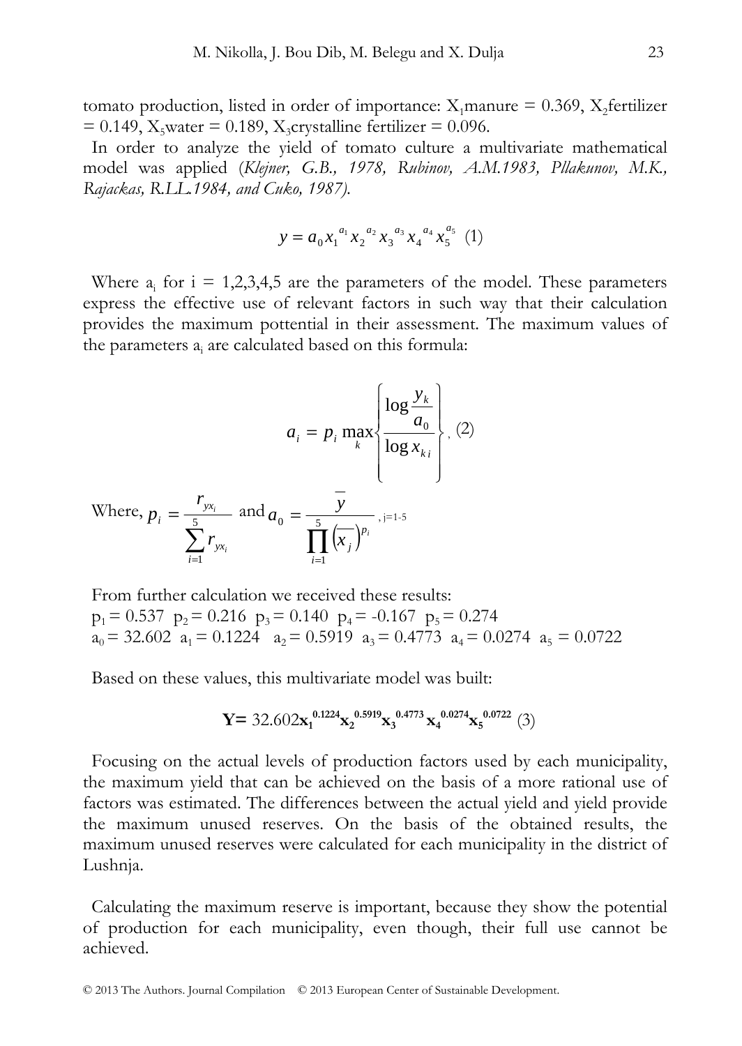tomato production, listed in order of importance: $X_1$manure = 0.369, $X_2$fertilizer = 0.149, $X_5$water = 0.189, $X_3$crystalline fertilizer = 0.096.

In order to analyze the yield of tomato culture a multivariate mathematical model was applied (*Klejner, G.B., 1978, Rubinov, A.M.1983, Pllakunov, M.K., Rajackas, R.LL.1984, and Cuko, 1987).*

$$y = a_0 x_1^{a_1} x_2^{a_2} x_3^{a_3} x_4^{a_4} x_5^{a_5} \quad (1)$$

Where $a_i$ for i = 1,2,3,4,5 are the parameters of the model. These parameters express the effective use of relevant factors in such way that their calculation provides the maximum pottential in their assessment. The maximum values of the parameters $a_i$ are calculated based on this formula:

$$a_i = p_i \max_k \left\{ \frac{\log \dfrac{y_k}{a_0}}{\log x_{ki}} \right\}, \quad (2)$$

Where, $p_i = \dfrac{r_{yx_i}}{\sum_{i=1}^{5} r_{yx_i}}$ and $a_0 = \dfrac{\overline{y}}{\prod_{i=1}^{5} \left(\overline{x_j}\right)^{p_i}}$, j=1-5

From further calculation we received these results:
$p_1 = 0.537$ $p_2 = 0.216$ $p_3 = 0.140$ $p_4 = -0.167$ $p_5 = 0.274$
$a_0 = 32.602$ $a_1 = 0.1224$ $a_2 = 0.5919$ $a_3 = 0.4773$ $a_4 = 0.0274$ $a_5 = 0.0722$

Based on these values, this multivariate model was built:

$$\mathbf{Y} = 32.602\mathbf{x_1}^{0.1224}\mathbf{x_2}^{0.5919}\mathbf{x_3}^{0.4773}\mathbf{x_4}^{0.0274}\mathbf{x_5}^{0.0722} \quad (3)$$

Focusing on the actual levels of production factors used by each municipality, the maximum yield that can be achieved on the basis of a more rational use of factors was estimated. The differences between the actual yield and yield provide the maximum unused reserves. On the basis of the obtained results, the maximum unused reserves were calculated for each municipality in the district of Lushnja.

Calculating the maximum reserve is important, because they show the potential of production for each municipality, even though, their full use cannot be achieved.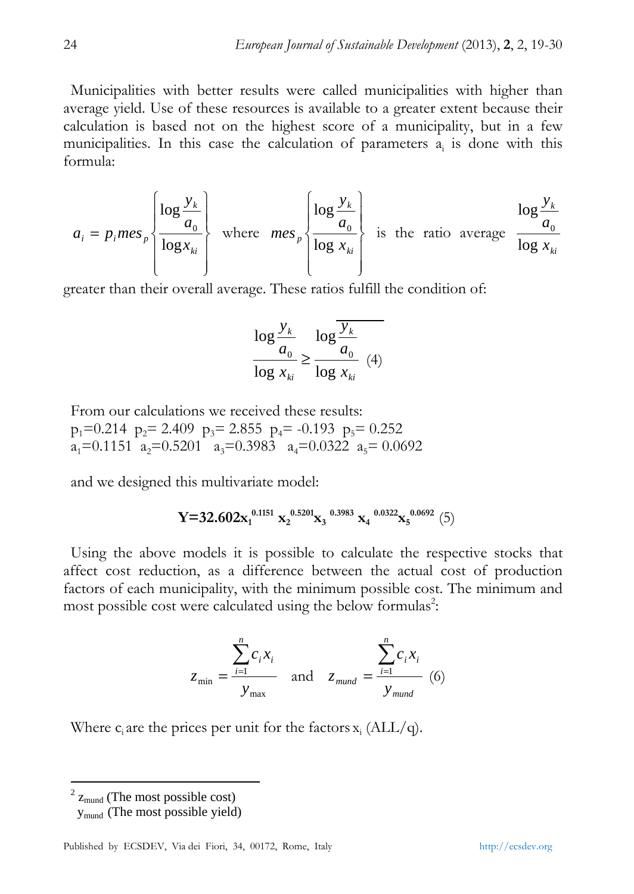Municipalities with better results were called municipalities with higher than average yield. Use of these resources is available to a greater extent because their calculation is based not on the highest score of a municipality, but in a few municipalities. In this case the calculation of parameters $a_i$ is done with this formula:

$$a_i = p_i mes_p \left\{ \frac{\log \frac{y_k}{a_0}}{\log x_{ki}} \right\} \text{ where } mes_p \left\{ \frac{\log \frac{y_k}{a_0}}{\log x_{ki}} \right\} \text{ is the ratio average } \frac{\log \frac{y_k}{a_0}}{\log x_{ki}}$$

greater than their overall average. These ratios fulfill the condition of:

$$\frac{\log \frac{y_k}{a_0}}{\log x_{ki}} \geq \frac{\log \overline{\frac{y_k}{a_0}}}{\log x_{ki}} \quad (4)$$

From our calculations we received these results:
$p_1$=0.214 $p_2$= 2.409 $p_3$= 2.855 $p_4$= -0.193 $p_5$= 0.252
$a_1$=0.1151 $a_2$=0.5201 $a_3$=0.3983 $a_4$=0.0322 $a_5$= 0.0692

and we designed this multivariate model:

$$\mathbf{Y=32.602x_1^{0.1151}\, x_2^{0.5201} x_3^{0.3983}\, x_4^{0.0322} x_5^{0.0692}} \quad (5)$$

Using the above models it is possible to calculate the respective stocks that affect cost reduction, as a difference between the actual cost of production factors of each municipality, with the minimum possible cost. The minimum and most possible cost were calculated using the below formulas[2]:

$$z_{\min} = \frac{\sum_{i=1}^{n} c_i x_i}{y_{\max}} \quad \text{and} \quad z_{mund} = \frac{\sum_{i=1}^{n} c_i x_i}{y_{mund}} \quad (6)$$

Where $c_i$ are the prices per unit for the factors $x_i$ (ALL/q).

---

[2] $z_{mund}$ (The most possible cost)
$y_{mund}$ (The most possible yield)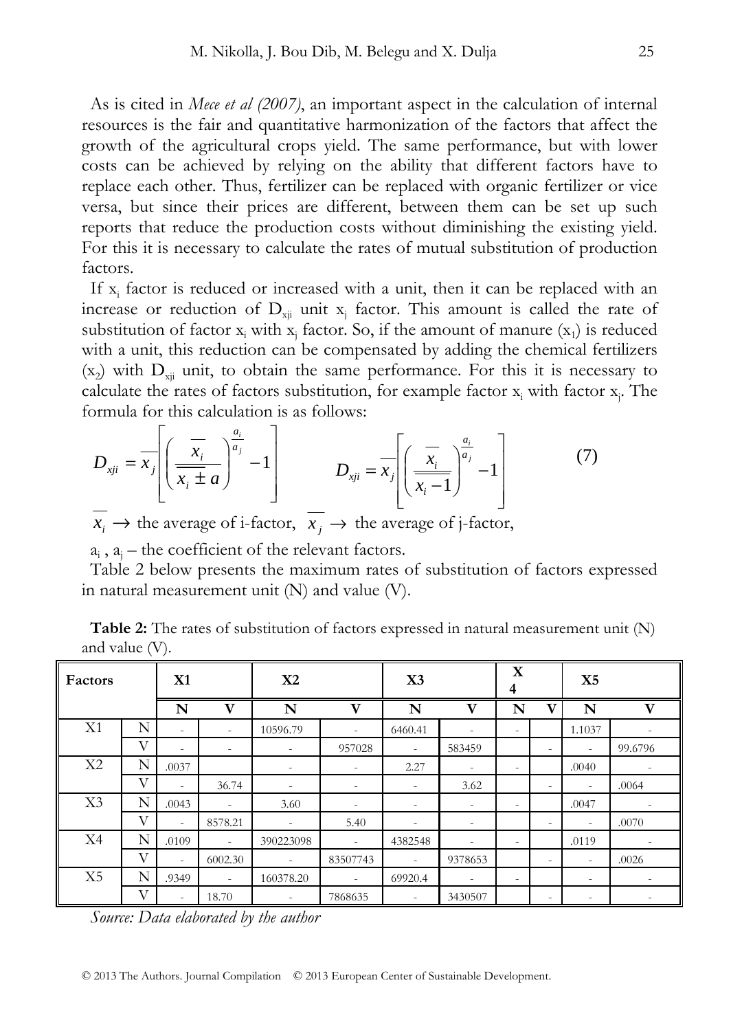As is cited in *Mece et al (2007)*, an important aspect in the calculation of internal resources is the fair and quantitative harmonization of the factors that affect the growth of the agricultural crops yield. The same performance, but with lower costs can be achieved by relying on the ability that different factors have to replace each other. Thus, fertilizer can be replaced with organic fertilizer or vice versa, but since their prices are different, between them can be set up such reports that reduce the production costs without diminishing the existing yield. For this it is necessary to calculate the rates of mutual substitution of production factors.

If $x_i$ factor is reduced or increased with a unit, then it can be replaced with an increase or reduction of $D_{xji}$ unit $x_j$ factor. This amount is called the rate of substitution of factor $x_i$ with $x_j$ factor. So, if the amount of manure ($x_1$) is reduced with a unit, this reduction can be compensated by adding the chemical fertilizers ($x_2$) with $D_{xji}$ unit, to obtain the same performance. For this it is necessary to calculate the rates of factors substitution, for example factor $x_i$ with factor $x_j$. The formula for this calculation is as follows:

$$D_{xji} = \overline{x_j}\left[\left(\frac{\overline{x_i}}{\overline{x_i \pm a}}\right)^{\frac{a_i}{a_j}} - 1\right] \qquad D_{xji} = \overline{x_j}\left[\left(\frac{\overline{x_i}}{\overline{x_i - 1}}\right)^{\frac{a_i}{a_j}} - 1\right] \tag{7}$$

$\overline{x_i} \rightarrow$ the average of i-factor, $\overline{x_j} \rightarrow$ the average of j-factor,

$a_i$ , $a_j$ – the coefficient of the relevant factors.

Table 2 below presents the maximum rates of substitution of factors expressed in natural measurement unit (N) and value (V).

**Table 2:** The rates of substitution of factors expressed in natural measurement unit (N) and value (V).

| Factors | | X1 | | X2 | | X3 | | X4 | | X5 | |
|---|---|---|---|---|---|---|---|---|---|---|---|
| | | N | V | N | V | N | V | N | V | N | V |
| X1 | N | - | - | 10596.79 | - | 6460.41 | - | - | | 1.1037 | - |
| | V | - | - | - | 957028 | - | 583459 | | - | - | 99.6796 |
| X2 | N | .0037 | | - | - | 2.27 | - | - | | .0040 | - |
| | V | - | 36.74 | - | - | - | 3.62 | | - | - | .0064 |
| X3 | N | .0043 | - | 3.60 | - | - | - | - | | .0047 | - |
| | V | - | 8578.21 | - | 5.40 | - | - | | - | - | .0070 |
| X4 | N | .0109 | - | 390223098 | - | 4382548 | - | - | | .0119 | - |
| | V | - | 6002.30 | - | 83507743 | - | 9378653 | | - | - | .0026 |
| X5 | N | .9349 | - | 160378.20 | - | 69920.4 | - | - | | - | - |
| | V | - | 18.70 | - | 7868635 | - | 3430507 | | - | - | - |

*Source: Data elaborated by the author*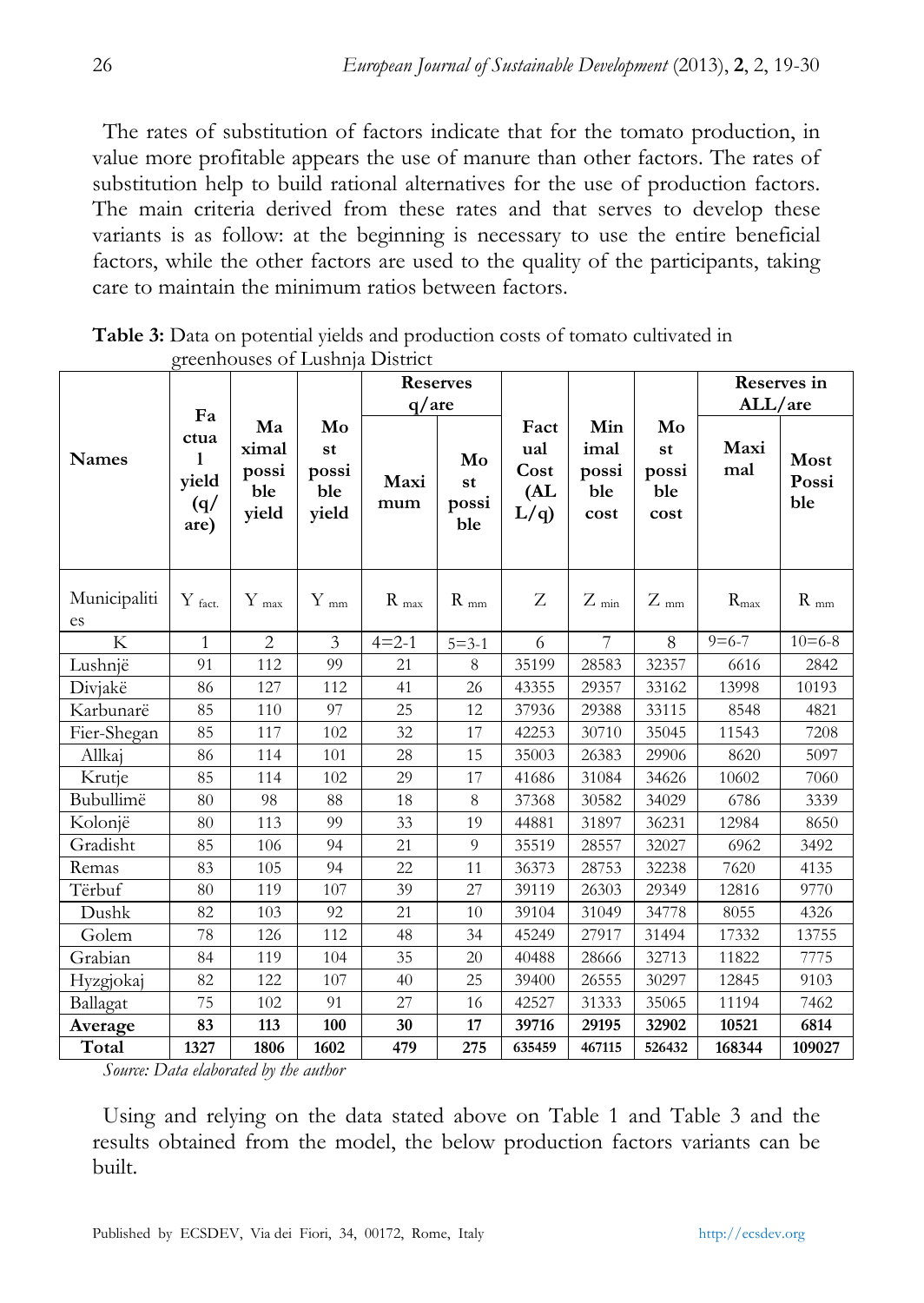The rates of substitution of factors indicate that for the tomato production, in value more profitable appears the use of manure than other factors. The rates of substitution help to build rational alternatives for the use of production factors. The main criteria derived from these rates and that serves to develop these variants is as follow: at the beginning is necessary to use the entire beneficial factors, while the other factors are used to the quality of the participants, taking care to maintain the minimum ratios between factors.

**Table 3:** Data on potential yields and production costs of tomato cultivated in greenhouses of Lushnja District

| Names | Factual yield (q/are) | Maximal possible yield | Most possible yield | Reserves q/are | | Factual Cost (ALL/q) | Minimal possible cost | Most possible cost | Reserves in ALL/are | |
|---|---|---|---|---|---|---|---|---|---|---|
| | | | | Maximum | Most possible | | | | Maximal | Most Possible |
| Municipalities | $Y_{fact.}$ | $Y_{max}$ | $Y_{mm}$ | $R_{max}$ | $R_{mm}$ | Z | $Z_{min}$ | $Z_{mm}$ | $R_{max}$ | $R_{mm}$ |
| K | 1 | 2 | 3 | 4=2-1 | 5=3-1 | 6 | 7 | 8 | 9=6-7 | 10=6-8 |
| Lushnjë | 91 | 112 | 99 | 21 | 8 | 35199 | 28583 | 32357 | 6616 | 2842 |
| Divjakë | 86 | 127 | 112 | 41 | 26 | 43355 | 29357 | 33162 | 13998 | 10193 |
| Karbunarë | 85 | 110 | 97 | 25 | 12 | 37936 | 29388 | 33115 | 8548 | 4821 |
| Fier-Shegan | 85 | 117 | 102 | 32 | 17 | 42253 | 30710 | 35045 | 11543 | 7208 |
| Allkaj | 86 | 114 | 101 | 28 | 15 | 35003 | 26383 | 29906 | 8620 | 5097 |
| Krutje | 85 | 114 | 102 | 29 | 17 | 41686 | 31084 | 34626 | 10602 | 7060 |
| Bubullimë | 80 | 98 | 88 | 18 | 8 | 37368 | 30582 | 34029 | 6786 | 3339 |
| Kolonjë | 80 | 113 | 99 | 33 | 19 | 44881 | 31897 | 36231 | 12984 | 8650 |
| Gradisht | 85 | 106 | 94 | 21 | 9 | 35519 | 28557 | 32027 | 6962 | 3492 |
| Remas | 83 | 105 | 94 | 22 | 11 | 36373 | 28753 | 32238 | 7620 | 4135 |
| Tërbuf | 80 | 119 | 107 | 39 | 27 | 39119 | 26303 | 29349 | 12816 | 9770 |
| Dushk | 82 | 103 | 92 | 21 | 10 | 39104 | 31049 | 34778 | 8055 | 4326 |
| Golem | 78 | 126 | 112 | 48 | 34 | 45249 | 27917 | 31494 | 17332 | 13755 |
| Grabian | 84 | 119 | 104 | 35 | 20 | 40488 | 28666 | 32713 | 11822 | 7775 |
| Hyzgjokaj | 82 | 122 | 107 | 40 | 25 | 39400 | 26555 | 30297 | 12845 | 9103 |
| Ballagat | 75 | 102 | 91 | 27 | 16 | 42527 | 31333 | 35065 | 11194 | 7462 |
| **Average** | **83** | **113** | **100** | **30** | **17** | **39716** | **29195** | **32902** | **10521** | **6814** |
| **Total** | **1327** | **1806** | **1602** | **479** | **275** | **635459** | **467115** | **526432** | **168344** | **109027** |

*Source: Data elaborated by the author*

Using and relying on the data stated above on Table 1 and Table 3 and the results obtained from the model, the below production factors variants can be built.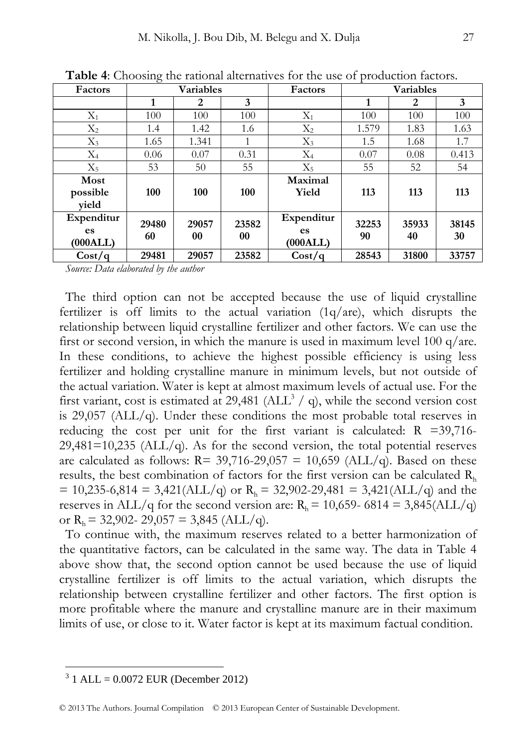**Table 4**: Choosing the rational alternatives for the use of production factors.

| Factors | Variables | | | Factors | Variables | | |
|---|---|---|---|---|---|---|---|
| | 1 | 2 | 3 | | 1 | 2 | 3 |
| $X_1$ | 100 | 100 | 100 | $X_1$ | 100 | 100 | 100 |
| $X_2$ | 1.4 | 1.42 | 1.6 | $X_2$ | 1.579 | 1.83 | 1.63 |
| $X_3$ | 1.65 | 1.341 | 1 | $X_3$ | 1.5 | 1.68 | 1.7 |
| $X_4$ | 0.06 | 0.07 | 0.31 | $X_4$ | 0.07 | 0.08 | 0.413 |
| $X_5$ | 53 | 50 | 55 | $X_5$ | 55 | 52 | 54 |
| **Most possible yield** | **100** | **100** | **100** | **Maximal Yield** | **113** | **113** | **113** |
| **Expenditures (000ALL)** | **2948060** | **2905700** | **2358200** | **Expenditures (000ALL)** | **3225390** | **3593340** | **3814530** |
| **Cost/q** | **29481** | **29057** | **23582** | **Cost/q** | **28543** | **31800** | **33757** |

*Source: Data elaborated by the author*

The third option can not be accepted because the use of liquid crystalline fertilizer is off limits to the actual variation (1q/are), which disrupts the relationship between liquid crystalline fertilizer and other factors. We can use the first or second version, in which the manure is used in maximum level 100 q/are. In these conditions, to achieve the highest possible efficiency is using less fertilizer and holding crystalline manure in minimum levels, but not outside of the actual variation. Water is kept at almost maximum levels of actual use. For the first variant, cost is estimated at 29,481 (ALL[3] / q), while the second version cost is 29,057 (ALL/q). Under these conditions the most probable total reserves in reducing the cost per unit for the first variant is calculated: R =39,716-29,481=10,235 (ALL/q). As for the second version, the total potential reserves are calculated as follows: R= 39,716-29,057 = 10,659 (ALL/q). Based on these results, the best combination of factors for the first version can be calculated $R_h$ = 10,235-6,814 = 3,421(ALL/q) or $R_h$ = 32,902-29,481 = 3,421(ALL/q) and the reserves in ALL/q for the second version are: $R_h$ = 10,659- 6814 = 3,845(ALL/q) or $R_h$ = 32,902- 29,057 = 3,845 (ALL/q).

To continue with, the maximum reserves related to a better harmonization of the quantitative factors, can be calculated in the same way. The data in Table 4 above show that, the second option cannot be used because the use of liquid crystalline fertilizer is off limits to the actual variation, which disrupts the relationship between crystalline fertilizer and other factors. The first option is more profitable where the manure and crystalline manure are in their maximum limits of use, or close to it. Water factor is kept at its maximum factual condition.

[3] 1 ALL = 0.0072 EUR (December 2012)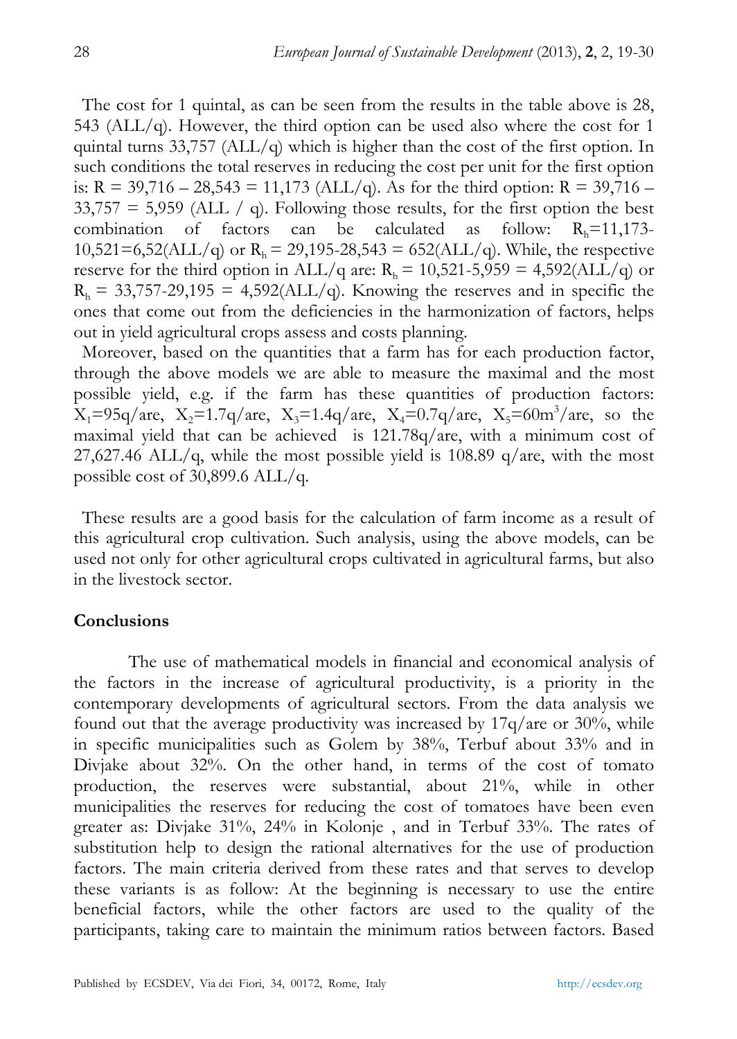The cost for 1 quintal, as can be seen from the results in the table above is 28, 543 (ALL/q). However, the third option can be used also where the cost for 1 quintal turns 33,757 (ALL/q) which is higher than the cost of the first option. In such conditions the total reserves in reducing the cost per unit for the first option is: $R = 39{,}716 - 28{,}543 = 11{,}173$ (ALL/q). As for the third option: $R = 39{,}716 - 33{,}757 = 5{,}959$ (ALL / q). Following those results, for the first option the best combination of factors can be calculated as follow: $R_h=11{,}173-10{,}521=6{,}52$(ALL/q) or $R_h = 29{,}195-28{,}543 = 652$(ALL/q). While, the respective reserve for the third option in ALL/q are: $R_h = 10{,}521-5{,}959 = 4{,}592$(ALL/q) or $R_h = 33{,}757-29{,}195 = 4{,}592$(ALL/q). Knowing the reserves and in specific the ones that come out from the deficiencies in the harmonization of factors, helps out in yield agricultural crops assess and costs planning.

Moreover, based on the quantities that a farm has for each production factor, through the above models we are able to measure the maximal and the most possible yield, e.g. if the farm has these quantities of production factors: $X_1$=95q/are, $X_2$=1.7q/are, $X_3$=1.4q/are, $X_4$=0.7q/are, $X_5$=60m$^3$/are, so the maximal yield that can be achieved is 121.78q/are, with a minimum cost of 27,627.46 ALL/q, while the most possible yield is 108.89 q/are, with the most possible cost of 30,899.6 ALL/q.

These results are a good basis for the calculation of farm income as a result of this agricultural crop cultivation. Such analysis, using the above models, can be used not only for other agricultural crops cultivated in agricultural farms, but also in the livestock sector.

## Conclusions

The use of mathematical models in financial and economical analysis of the factors in the increase of agricultural productivity, is a priority in the contemporary developments of agricultural sectors. From the data analysis we found out that the average productivity was increased by 17q/are or 30%, while in specific municipalities such as Golem by 38%, Terbuf about 33% and in Divjake about 32%. On the other hand, in terms of the cost of tomato production, the reserves were substantial, about 21%, while in other municipalities the reserves for reducing the cost of tomatoes have been even greater as: Divjake 31%, 24% in Kolonje , and in Terbuf 33%. The rates of substitution help to design the rational alternatives for the use of production factors. The main criteria derived from these rates and that serves to develop these variants is as follow: At the beginning is necessary to use the entire beneficial factors, while the other factors are used to the quality of the participants, taking care to maintain the minimum ratios between factors. Based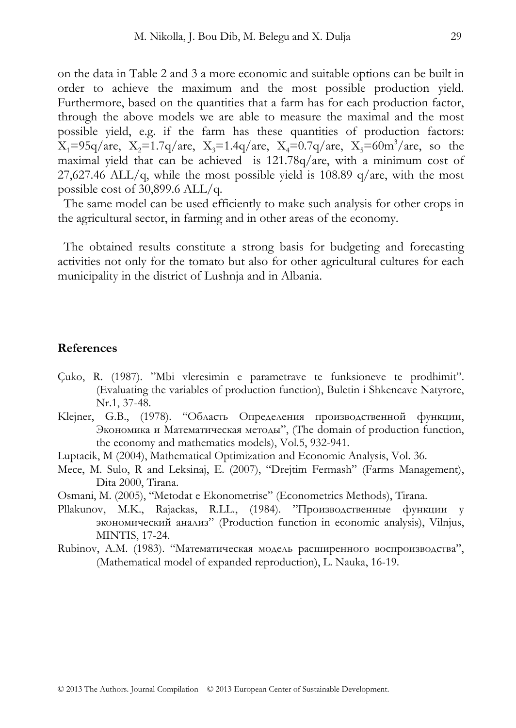on the data in Table 2 and 3 a more economic and suitable options can be built in order to achieve the maximum and the most possible production yield. Furthermore, based on the quantities that a farm has for each production factor, through the above models we are able to measure the maximal and the most possible yield, e.g. if the farm has these quantities of production factors: $X_1$=95q/are, $X_2$=1.7q/are, $X_3$=1.4q/are, $X_4$=0.7q/are, $X_5$=60m$^3$/are, so the maximal yield that can be achieved is 121.78q/are, with a minimum cost of 27,627.46 ALL/q, while the most possible yield is 108.89 q/are, with the most possible cost of 30,899.6 ALL/q.

The same model can be used efficiently to make such analysis for other crops in the agricultural sector, in farming and in other areas of the economy.

The obtained results constitute a strong basis for budgeting and forecasting activities not only for the tomato but also for other agricultural cultures for each municipality in the district of Lushnja and in Albania.

## References

Çuko, R. (1987). "Mbi vleresimin e parametrave te funksioneve te prodhimit". (Evaluating the variables of production function), Buletin i Shkencave Natyrore, Nr.1, 37-48.

Klejner, G.B., (1978). "Область Определения производственной функции, Экономика и Математическая методы", (The domain of production function, the economy and mathematics models), Vol.5, 932-941.

Luptacik, M (2004), Mathematical Optimization and Economic Analysis, Vol. 36.

Mece, M. Sulo, R and Leksinaj, E. (2007), "Drejtim Fermash" (Farms Management), Dita 2000, Tirana.

Osmani, M. (2005), "Metodat e Ekonometrise" (Econometrics Methods), Tirana.

Pllakunov, M.K., Rajackas, R.LL., (1984). "Производственные функции у экономический анализ" (Production function in economic analysis), Vilnjus, MINTIS, 17-24.

Rubinov, A.M. (1983). "Математическая модель расширенного воспроизводства", (Mathematical model of expanded reproduction), L. Nauka, 16-19.